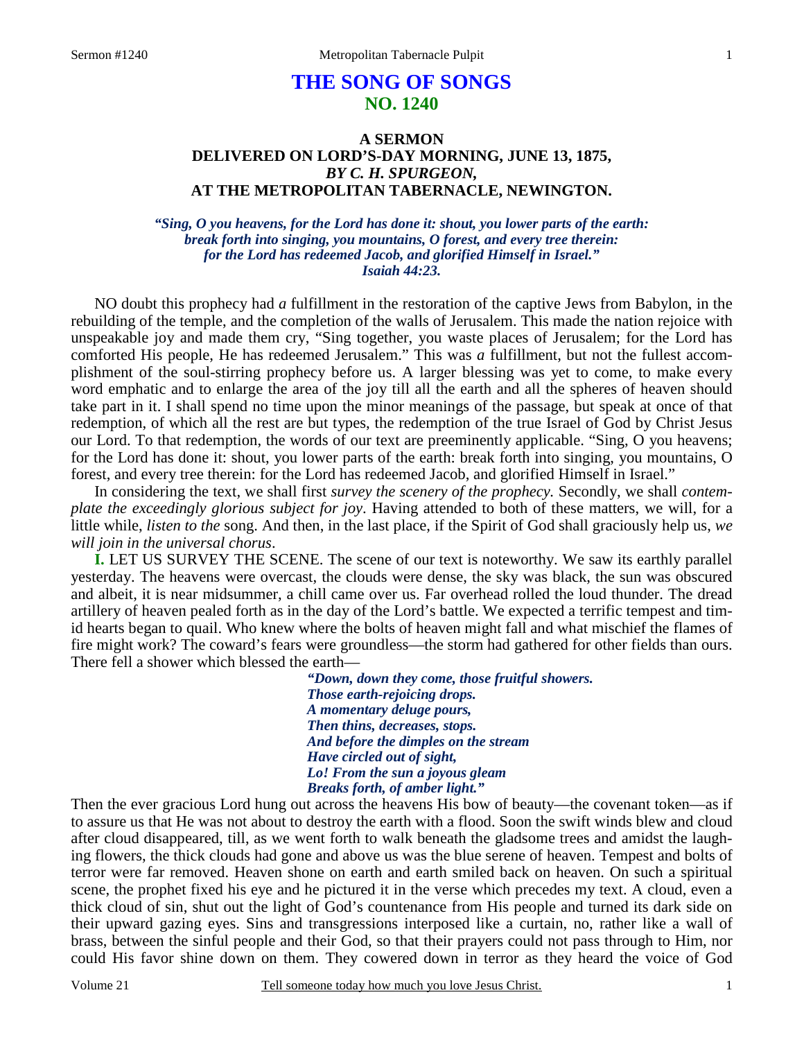# THE SONG OF SONGS
## NO. 1240

### A SERMON
### DELIVERED ON LORD'S-DAY MORNING, JUNE 13, 1875,
### *BY C. H. SPURGEON,*
### AT THE METROPOLITAN TABERNACLE, NEWINGTON.

***"Sing, O you heavens, for the Lord has done it: shout, you lower parts of the earth: break forth into singing, you mountains, O forest, and every tree therein: for the Lord has redeemed Jacob, and glorified Himself in Israel." Isaiah 44:23.***

NO doubt this prophecy had *a* fulfillment in the restoration of the captive Jews from Babylon, in the rebuilding of the temple, and the completion of the walls of Jerusalem. This made the nation rejoice with unspeakable joy and made them cry, "Sing together, you waste places of Jerusalem; for the Lord has comforted His people, He has redeemed Jerusalem." This was *a* fulfillment, but not the fullest accomplishment of the soul-stirring prophecy before us. A larger blessing was yet to come, to make every word emphatic and to enlarge the area of the joy till all the earth and all the spheres of heaven should take part in it. I shall spend no time upon the minor meanings of the passage, but speak at once of that redemption, of which all the rest are but types, the redemption of the true Israel of God by Christ Jesus our Lord. To that redemption, the words of our text are preeminently applicable. "Sing, O you heavens; for the Lord has done it: shout, you lower parts of the earth: break forth into singing, you mountains, O forest, and every tree therein: for the Lord has redeemed Jacob, and glorified Himself in Israel."

In considering the text, we shall first *survey the scenery of the prophecy.* Secondly, we shall *contemplate the exceedingly glorious subject for joy*. Having attended to both of these matters, we will, for a little while, *listen to the* song. And then, in the last place, if the Spirit of God shall graciously help us, *we will join in the universal chorus*.

**I.** LET US SURVEY THE SCENE. The scene of our text is noteworthy. We saw its earthly parallel yesterday. The heavens were overcast, the clouds were dense, the sky was black, the sun was obscured and albeit, it is near midsummer, a chill came over us. Far overhead rolled the loud thunder. The dread artillery of heaven pealed forth as in the day of the Lord's battle. We expected a terrific tempest and timid hearts began to quail. Who knew where the bolts of heaven might fall and what mischief the flames of fire might work? The coward's fears were groundless—the storm had gathered for other fields than ours. There fell a shower which blessed the earth—

> ***"Down, down they come, those fruitful showers.***
> ***Those earth-rejoicing drops.***
> ***A momentary deluge pours,***
> ***Then thins, decreases, stops.***
> ***And before the dimples on the stream***
> ***Have circled out of sight,***
> ***Lo! From the sun a joyous gleam***
> ***Breaks forth, of amber light."***

Then the ever gracious Lord hung out across the heavens His bow of beauty—the covenant token—as if to assure us that He was not about to destroy the earth with a flood. Soon the swift winds blew and cloud after cloud disappeared, till, as we went forth to walk beneath the gladsome trees and amidst the laughing flowers, the thick clouds had gone and above us was the blue serene of heaven. Tempest and bolts of terror were far removed. Heaven shone on earth and earth smiled back on heaven. On such a spiritual scene, the prophet fixed his eye and he pictured it in the verse which precedes my text. A cloud, even a thick cloud of sin, shut out the light of God's countenance from His people and turned its dark side on their upward gazing eyes. Sins and transgressions interposed like a curtain, no, rather like a wall of brass, between the sinful people and their God, so that their prayers could not pass through to Him, nor could His favor shine down on them. They cowered down in terror as they heard the voice of God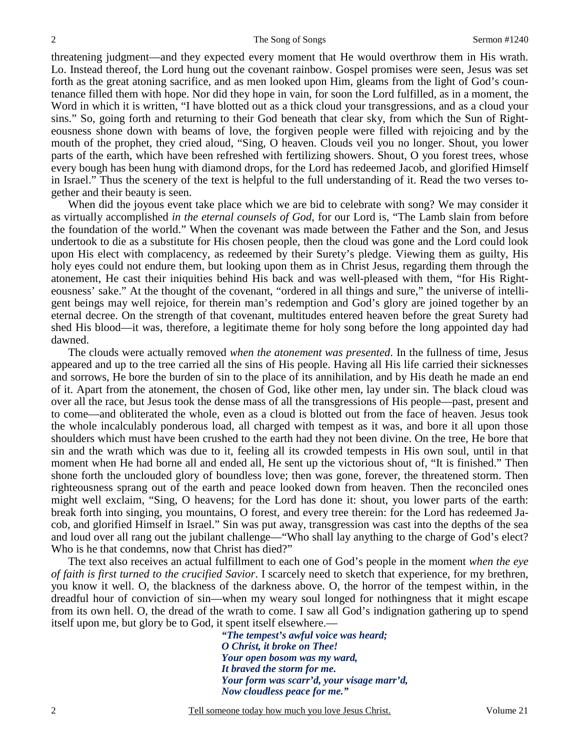threatening judgment—and they expected every moment that He would overthrow them in His wrath. Lo. Instead thereof, the Lord hung out the covenant rainbow. Gospel promises were seen, Jesus was set forth as the great atoning sacrifice, and as men looked upon Him, gleams from the light of God's countenance filled them with hope. Nor did they hope in vain, for soon the Lord fulfilled, as in a moment, the Word in which it is written, "I have blotted out as a thick cloud your transgressions, and as a cloud your sins." So, going forth and returning to their God beneath that clear sky, from which the Sun of Righteousness shone down with beams of love, the forgiven people were filled with rejoicing and by the mouth of the prophet, they cried aloud, "Sing, O heaven. Clouds veil you no longer. Shout, you lower parts of the earth, which have been refreshed with fertilizing showers. Shout, O you forest trees, whose every bough has been hung with diamond drops, for the Lord has redeemed Jacob, and glorified Himself in Israel." Thus the scenery of the text is helpful to the full understanding of it. Read the two verses together and their beauty is seen.

When did the joyous event take place which we are bid to celebrate with song? We may consider it as virtually accomplished *in the eternal counsels of God*, for our Lord is, "The Lamb slain from before the foundation of the world." When the covenant was made between the Father and the Son, and Jesus undertook to die as a substitute for His chosen people, then the cloud was gone and the Lord could look upon His elect with complacency, as redeemed by their Surety's pledge. Viewing them as guilty, His holy eyes could not endure them, but looking upon them as in Christ Jesus, regarding them through the atonement, He cast their iniquities behind His back and was well-pleased with them, "for His Righteousness' sake." At the thought of the covenant, "ordered in all things and sure," the universe of intelligent beings may well rejoice, for therein man's redemption and God's glory are joined together by an eternal decree. On the strength of that covenant, multitudes entered heaven before the great Surety had shed His blood—it was, therefore, a legitimate theme for holy song before the long appointed day had dawned.

The clouds were actually removed *when the atonement was presented*. In the fullness of time, Jesus appeared and up to the tree carried all the sins of His people. Having all His life carried their sicknesses and sorrows, He bore the burden of sin to the place of its annihilation, and by His death he made an end of it. Apart from the atonement, the chosen of God, like other men, lay under sin. The black cloud was over all the race, but Jesus took the dense mass of all the transgressions of His people—past, present and to come—and obliterated the whole, even as a cloud is blotted out from the face of heaven. Jesus took the whole incalculably ponderous load, all charged with tempest as it was, and bore it all upon those shoulders which must have been crushed to the earth had they not been divine. On the tree, He bore that sin and the wrath which was due to it, feeling all its crowded tempests in His own soul, until in that moment when He had borne all and ended all, He sent up the victorious shout of, "It is finished." Then shone forth the unclouded glory of boundless love; then was gone, forever, the threatened storm. Then righteousness sprang out of the earth and peace looked down from heaven. Then the reconciled ones might well exclaim, "Sing, O heavens; for the Lord has done it: shout, you lower parts of the earth: break forth into singing, you mountains, O forest, and every tree therein: for the Lord has redeemed Jacob, and glorified Himself in Israel." Sin was put away, transgression was cast into the depths of the sea and loud over all rang out the jubilant challenge—"Who shall lay anything to the charge of God's elect? Who is he that condemns, now that Christ has died?"

The text also receives an actual fulfillment to each one of God's people in the moment *when the eye of faith is first turned to the crucified Savior*. I scarcely need to sketch that experience, for my brethren, you know it well. O, the blackness of the darkness above. O, the horror of the tempest within, in the dreadful hour of conviction of sin—when my weary soul longed for nothingness that it might escape from its own hell. O, the dread of the wrath to come. I saw all God's indignation gathering up to spend itself upon me, but glory be to God, it spent itself elsewhere.—

> ***"The tempest's awful voice was heard;***
> ***O Christ, it broke on Thee!***
> ***Your open bosom was my ward,***
> ***It braved the storm for me.***
> ***Your form was scarr'd, your visage marr'd,***
> ***Now cloudless peace for me."***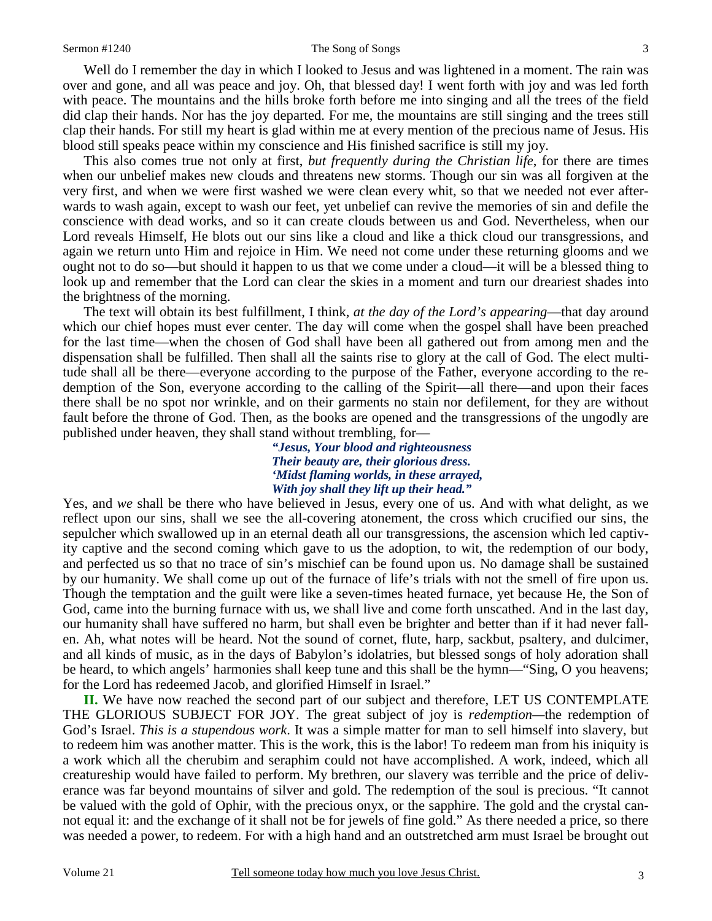Well do I remember the day in which I looked to Jesus and was lightened in a moment. The rain was over and gone, and all was peace and joy. Oh, that blessed day! I went forth with joy and was led forth with peace. The mountains and the hills broke forth before me into singing and all the trees of the field did clap their hands. Nor has the joy departed. For me, the mountains are still singing and the trees still clap their hands. For still my heart is glad within me at every mention of the precious name of Jesus. His blood still speaks peace within my conscience and His finished sacrifice is still my joy.

This also comes true not only at first, *but frequently during the Christian life*, for there are times when our unbelief makes new clouds and threatens new storms. Though our sin was all forgiven at the very first, and when we were first washed we were clean every whit, so that we needed not ever afterwards to wash again, except to wash our feet, yet unbelief can revive the memories of sin and defile the conscience with dead works, and so it can create clouds between us and God. Nevertheless, when our Lord reveals Himself, He blots out our sins like a cloud and like a thick cloud our transgressions, and again we return unto Him and rejoice in Him. We need not come under these returning glooms and we ought not to do so—but should it happen to us that we come under a cloud—it will be a blessed thing to look up and remember that the Lord can clear the skies in a moment and turn our dreariest shades into the brightness of the morning.

The text will obtain its best fulfillment, I think, *at the day of the Lord's appearing*—that day around which our chief hopes must ever center. The day will come when the gospel shall have been preached for the last time—when the chosen of God shall have been all gathered out from among men and the dispensation shall be fulfilled. Then shall all the saints rise to glory at the call of God. The elect multitude shall all be there—everyone according to the purpose of the Father, everyone according to the redemption of the Son, everyone according to the calling of the Spirit—all there—and upon their faces there shall be no spot nor wrinkle, and on their garments no stain nor defilement, for they are without fault before the throne of God. Then, as the books are opened and the transgressions of the ungodly are published under heaven, they shall stand without trembling, for—

> ***"Jesus, Your blood and righteousness***
> ***Their beauty are, their glorious dress.***
> ***'Midst flaming worlds, in these arrayed,***
> ***With joy shall they lift up their head."***

Yes, and *we* shall be there who have believed in Jesus, every one of us. And with what delight, as we reflect upon our sins, shall we see the all-covering atonement, the cross which crucified our sins, the sepulcher which swallowed up in an eternal death all our transgressions, the ascension which led captivity captive and the second coming which gave to us the adoption, to wit, the redemption of our body, and perfected us so that no trace of sin's mischief can be found upon us. No damage shall be sustained by our humanity. We shall come up out of the furnace of life's trials with not the smell of fire upon us. Though the temptation and the guilt were like a seven-times heated furnace, yet because He, the Son of God, came into the burning furnace with us, we shall live and come forth unscathed. And in the last day, our humanity shall have suffered no harm, but shall even be brighter and better than if it had never fallen. Ah, what notes will be heard. Not the sound of cornet, flute, harp, sackbut, psaltery, and dulcimer, and all kinds of music, as in the days of Babylon's idolatries, but blessed songs of holy adoration shall be heard, to which angels' harmonies shall keep tune and this shall be the hymn—"Sing, O you heavens; for the Lord has redeemed Jacob, and glorified Himself in Israel."

**II.** We have now reached the second part of our subject and therefore, LET US CONTEMPLATE THE GLORIOUS SUBJECT FOR JOY. The great subject of joy is *redemption*—the redemption of God's Israel. *This is a stupendous work*. It was a simple matter for man to sell himself into slavery, but to redeem him was another matter. This is the work, this is the labor! To redeem man from his iniquity is a work which all the cherubim and seraphim could not have accomplished. A work, indeed, which all creatureship would have failed to perform. My brethren, our slavery was terrible and the price of deliverance was far beyond mountains of silver and gold. The redemption of the soul is precious. "It cannot be valued with the gold of Ophir, with the precious onyx, or the sapphire. The gold and the crystal cannot equal it: and the exchange of it shall not be for jewels of fine gold." As there needed a price, so there was needed a power, to redeem. For with a high hand and an outstretched arm must Israel be brought out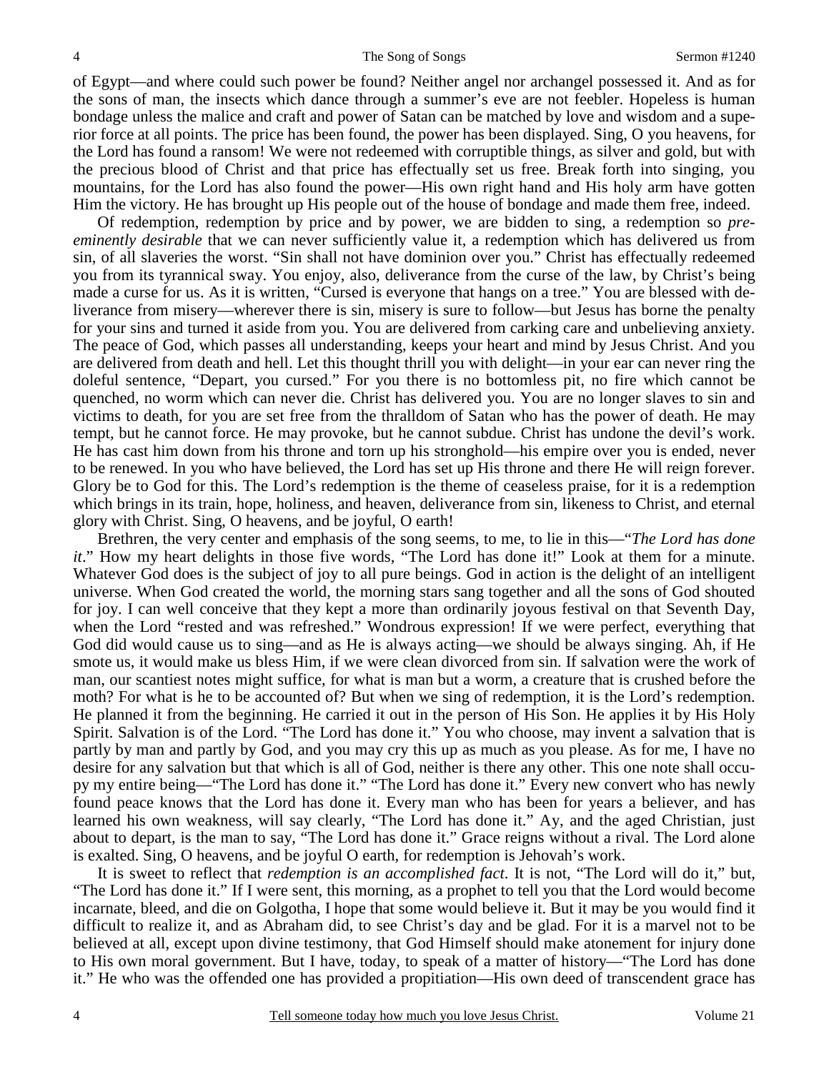of Egypt—and where could such power be found? Neither angel nor archangel possessed it. And as for the sons of man, the insects which dance through a summer's eve are not feebler. Hopeless is human bondage unless the malice and craft and power of Satan can be matched by love and wisdom and a superior force at all points. The price has been found, the power has been displayed. Sing, O you heavens, for the Lord has found a ransom! We were not redeemed with corruptible things, as silver and gold, but with the precious blood of Christ and that price has effectually set us free. Break forth into singing, you mountains, for the Lord has also found the power—His own right hand and His holy arm have gotten Him the victory. He has brought up His people out of the house of bondage and made them free, indeed.

Of redemption, redemption by price and by power, we are bidden to sing, a redemption so *preeminently desirable* that we can never sufficiently value it, a redemption which has delivered us from sin, of all slaveries the worst. "Sin shall not have dominion over you." Christ has effectually redeemed you from its tyrannical sway. You enjoy, also, deliverance from the curse of the law, by Christ's being made a curse for us. As it is written, "Cursed is everyone that hangs on a tree." You are blessed with deliverance from misery—wherever there is sin, misery is sure to follow—but Jesus has borne the penalty for your sins and turned it aside from you. You are delivered from carking care and unbelieving anxiety. The peace of God, which passes all understanding, keeps your heart and mind by Jesus Christ. And you are delivered from death and hell. Let this thought thrill you with delight—in your ear can never ring the doleful sentence, "Depart, you cursed." For you there is no bottomless pit, no fire which cannot be quenched, no worm which can never die. Christ has delivered you. You are no longer slaves to sin and victims to death, for you are set free from the thralldom of Satan who has the power of death. He may tempt, but he cannot force. He may provoke, but he cannot subdue. Christ has undone the devil's work. He has cast him down from his throne and torn up his stronghold—his empire over you is ended, never to be renewed. In you who have believed, the Lord has set up His throne and there He will reign forever. Glory be to God for this. The Lord's redemption is the theme of ceaseless praise, for it is a redemption which brings in its train, hope, holiness, and heaven, deliverance from sin, likeness to Christ, and eternal glory with Christ. Sing, O heavens, and be joyful, O earth!

Brethren, the very center and emphasis of the song seems, to me, to lie in this—"*The Lord has done it*." How my heart delights in those five words, "The Lord has done it!" Look at them for a minute. Whatever God does is the subject of joy to all pure beings. God in action is the delight of an intelligent universe. When God created the world, the morning stars sang together and all the sons of God shouted for joy. I can well conceive that they kept a more than ordinarily joyous festival on that Seventh Day, when the Lord "rested and was refreshed." Wondrous expression! If we were perfect, everything that God did would cause us to sing—and as He is always acting—we should be always singing. Ah, if He smote us, it would make us bless Him, if we were clean divorced from sin. If salvation were the work of man, our scantiest notes might suffice, for what is man but a worm, a creature that is crushed before the moth? For what is he to be accounted of? But when we sing of redemption, it is the Lord's redemption. He planned it from the beginning. He carried it out in the person of His Son. He applies it by His Holy Spirit. Salvation is of the Lord. "The Lord has done it." You who choose, may invent a salvation that is partly by man and partly by God, and you may cry this up as much as you please. As for me, I have no desire for any salvation but that which is all of God, neither is there any other. This one note shall occupy my entire being—"The Lord has done it." "The Lord has done it." Every new convert who has newly found peace knows that the Lord has done it. Every man who has been for years a believer, and has learned his own weakness, will say clearly, "The Lord has done it." Ay, and the aged Christian, just about to depart, is the man to say, "The Lord has done it." Grace reigns without a rival. The Lord alone is exalted. Sing, O heavens, and be joyful O earth, for redemption is Jehovah's work.

It is sweet to reflect that *redemption is an accomplished fact*. It is not, "The Lord will do it," but, "The Lord has done it." If I were sent, this morning, as a prophet to tell you that the Lord would become incarnate, bleed, and die on Golgotha, I hope that some would believe it. But it may be you would find it difficult to realize it, and as Abraham did, to see Christ's day and be glad. For it is a marvel not to be believed at all, except upon divine testimony, that God Himself should make atonement for injury done to His own moral government. But I have, today, to speak of a matter of history—"The Lord has done it." He who was the offended one has provided a propitiation—His own deed of transcendent grace has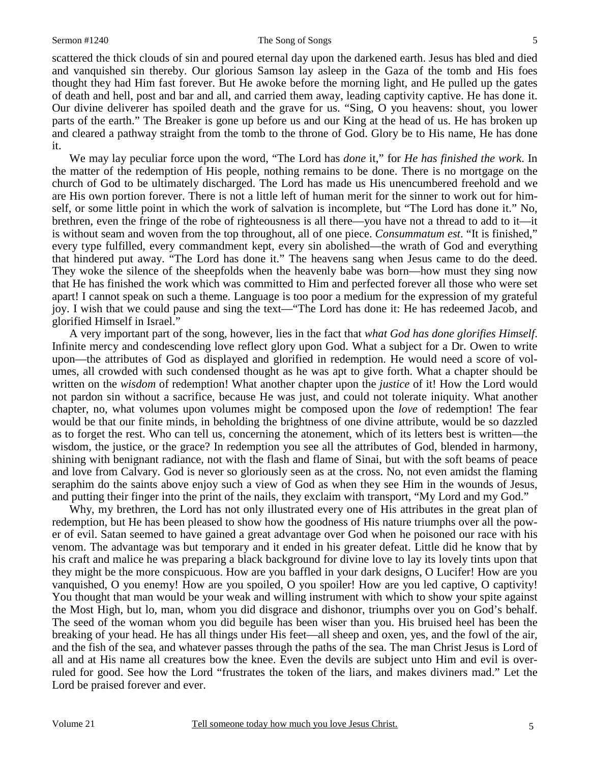scattered the thick clouds of sin and poured eternal day upon the darkened earth. Jesus has bled and died and vanquished sin thereby. Our glorious Samson lay asleep in the Gaza of the tomb and His foes thought they had Him fast forever. But He awoke before the morning light, and He pulled up the gates of death and hell, post and bar and all, and carried them away, leading captivity captive. He has done it. Our divine deliverer has spoiled death and the grave for us. "Sing, O you heavens: shout, you lower parts of the earth." The Breaker is gone up before us and our King at the head of us. He has broken up and cleared a pathway straight from the tomb to the throne of God. Glory be to His name, He has done it.

We may lay peculiar force upon the word, "The Lord has *done* it," for *He has finished the work*. In the matter of the redemption of His people, nothing remains to be done. There is no mortgage on the church of God to be ultimately discharged. The Lord has made us His unencumbered freehold and we are His own portion forever. There is not a little left of human merit for the sinner to work out for himself, or some little point in which the work of salvation is incomplete, but "The Lord has done it." No, brethren, even the fringe of the robe of righteousness is all there—you have not a thread to add to it—it is without seam and woven from the top throughout, all of one piece. *Consummatum est*. "It is finished," every type fulfilled, every commandment kept, every sin abolished—the wrath of God and everything that hindered put away. "The Lord has done it." The heavens sang when Jesus came to do the deed. They woke the silence of the sheepfolds when the heavenly babe was born—how must they sing now that He has finished the work which was committed to Him and perfected forever all those who were set apart! I cannot speak on such a theme. Language is too poor a medium for the expression of my grateful joy. I wish that we could pause and sing the text—"The Lord has done it: He has redeemed Jacob, and glorified Himself in Israel."

A very important part of the song, however, lies in the fact that *what God has done glorifies Himself*. Infinite mercy and condescending love reflect glory upon God. What a subject for a Dr. Owen to write upon—the attributes of God as displayed and glorified in redemption. He would need a score of volumes, all crowded with such condensed thought as he was apt to give forth. What a chapter should be written on the *wisdom* of redemption! What another chapter upon the *justice* of it! How the Lord would not pardon sin without a sacrifice, because He was just, and could not tolerate iniquity. What another chapter, no, what volumes upon volumes might be composed upon the *love* of redemption! The fear would be that our finite minds, in beholding the brightness of one divine attribute, would be so dazzled as to forget the rest. Who can tell us, concerning the atonement, which of its letters best is written—the wisdom, the justice, or the grace? In redemption you see all the attributes of God, blended in harmony, shining with benignant radiance, not with the flash and flame of Sinai, but with the soft beams of peace and love from Calvary. God is never so gloriously seen as at the cross. No, not even amidst the flaming seraphim do the saints above enjoy such a view of God as when they see Him in the wounds of Jesus, and putting their finger into the print of the nails, they exclaim with transport, "My Lord and my God."

Why, my brethren, the Lord has not only illustrated every one of His attributes in the great plan of redemption, but He has been pleased to show how the goodness of His nature triumphs over all the power of evil. Satan seemed to have gained a great advantage over God when he poisoned our race with his venom. The advantage was but temporary and it ended in his greater defeat. Little did he know that by his craft and malice he was preparing a black background for divine love to lay its lovely tints upon that they might be the more conspicuous. How are you baffled in your dark designs, O Lucifer! How are you vanquished, O you enemy! How are you spoiled, O you spoiler! How are you led captive, O captivity! You thought that man would be your weak and willing instrument with which to show your spite against the Most High, but lo, man, whom you did disgrace and dishonor, triumphs over you on God's behalf. The seed of the woman whom you did beguile has been wiser than you. His bruised heel has been the breaking of your head. He has all things under His feet—all sheep and oxen, yes, and the fowl of the air, and the fish of the sea, and whatever passes through the paths of the sea. The man Christ Jesus is Lord of all and at His name all creatures bow the knee. Even the devils are subject unto Him and evil is overruled for good. See how the Lord "frustrates the token of the liars, and makes diviners mad." Let the Lord be praised forever and ever.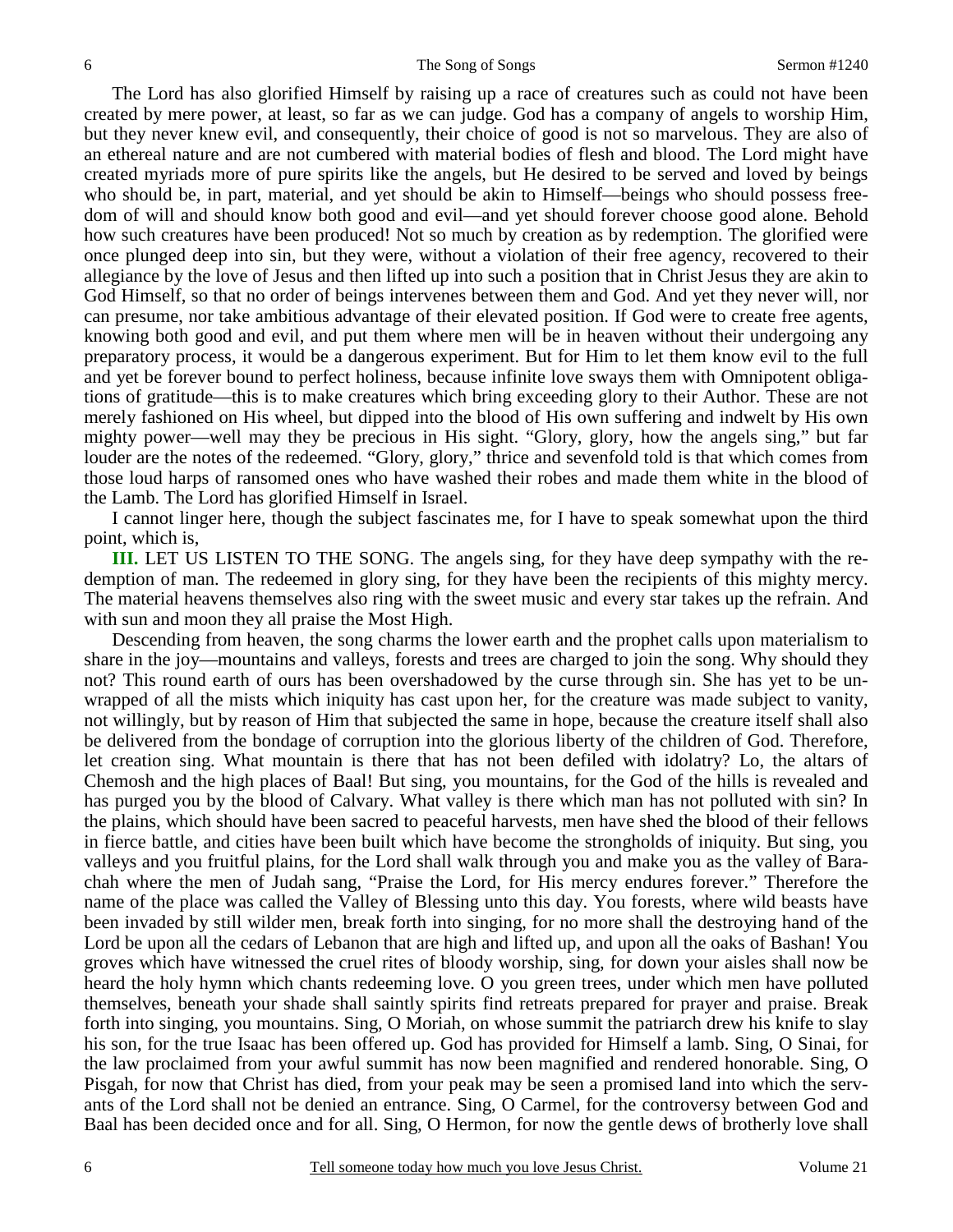The Lord has also glorified Himself by raising up a race of creatures such as could not have been created by mere power, at least, so far as we can judge. God has a company of angels to worship Him, but they never knew evil, and consequently, their choice of good is not so marvelous. They are also of an ethereal nature and are not cumbered with material bodies of flesh and blood. The Lord might have created myriads more of pure spirits like the angels, but He desired to be served and loved by beings who should be, in part, material, and yet should be akin to Himself—beings who should possess freedom of will and should know both good and evil—and yet should forever choose good alone. Behold how such creatures have been produced! Not so much by creation as by redemption. The glorified were once plunged deep into sin, but they were, without a violation of their free agency, recovered to their allegiance by the love of Jesus and then lifted up into such a position that in Christ Jesus they are akin to God Himself, so that no order of beings intervenes between them and God. And yet they never will, nor can presume, nor take ambitious advantage of their elevated position. If God were to create free agents, knowing both good and evil, and put them where men will be in heaven without their undergoing any preparatory process, it would be a dangerous experiment. But for Him to let them know evil to the full and yet be forever bound to perfect holiness, because infinite love sways them with Omnipotent obligations of gratitude—this is to make creatures which bring exceeding glory to their Author. These are not merely fashioned on His wheel, but dipped into the blood of His own suffering and indwelt by His own mighty power—well may they be precious in His sight. "Glory, glory, how the angels sing," but far louder are the notes of the redeemed. "Glory, glory," thrice and sevenfold told is that which comes from those loud harps of ransomed ones who have washed their robes and made them white in the blood of the Lamb. The Lord has glorified Himself in Israel.

I cannot linger here, though the subject fascinates me, for I have to speak somewhat upon the third point, which is,

**III.** LET US LISTEN TO THE SONG. The angels sing, for they have deep sympathy with the redemption of man. The redeemed in glory sing, for they have been the recipients of this mighty mercy. The material heavens themselves also ring with the sweet music and every star takes up the refrain. And with sun and moon they all praise the Most High.

Descending from heaven, the song charms the lower earth and the prophet calls upon materialism to share in the joy—mountains and valleys, forests and trees are charged to join the song. Why should they not? This round earth of ours has been overshadowed by the curse through sin. She has yet to be unwrapped of all the mists which iniquity has cast upon her, for the creature was made subject to vanity, not willingly, but by reason of Him that subjected the same in hope, because the creature itself shall also be delivered from the bondage of corruption into the glorious liberty of the children of God. Therefore, let creation sing. What mountain is there that has not been defiled with idolatry? Lo, the altars of Chemosh and the high places of Baal! But sing, you mountains, for the God of the hills is revealed and has purged you by the blood of Calvary. What valley is there which man has not polluted with sin? In the plains, which should have been sacred to peaceful harvests, men have shed the blood of their fellows in fierce battle, and cities have been built which have become the strongholds of iniquity. But sing, you valleys and you fruitful plains, for the Lord shall walk through you and make you as the valley of Barachah where the men of Judah sang, "Praise the Lord, for His mercy endures forever." Therefore the name of the place was called the Valley of Blessing unto this day. You forests, where wild beasts have been invaded by still wilder men, break forth into singing, for no more shall the destroying hand of the Lord be upon all the cedars of Lebanon that are high and lifted up, and upon all the oaks of Bashan! You groves which have witnessed the cruel rites of bloody worship, sing, for down your aisles shall now be heard the holy hymn which chants redeeming love. O you green trees, under which men have polluted themselves, beneath your shade shall saintly spirits find retreats prepared for prayer and praise. Break forth into singing, you mountains. Sing, O Moriah, on whose summit the patriarch drew his knife to slay his son, for the true Isaac has been offered up. God has provided for Himself a lamb. Sing, O Sinai, for the law proclaimed from your awful summit has now been magnified and rendered honorable. Sing, O Pisgah, for now that Christ has died, from your peak may be seen a promised land into which the servants of the Lord shall not be denied an entrance. Sing, O Carmel, for the controversy between God and Baal has been decided once and for all. Sing, O Hermon, for now the gentle dews of brotherly love shall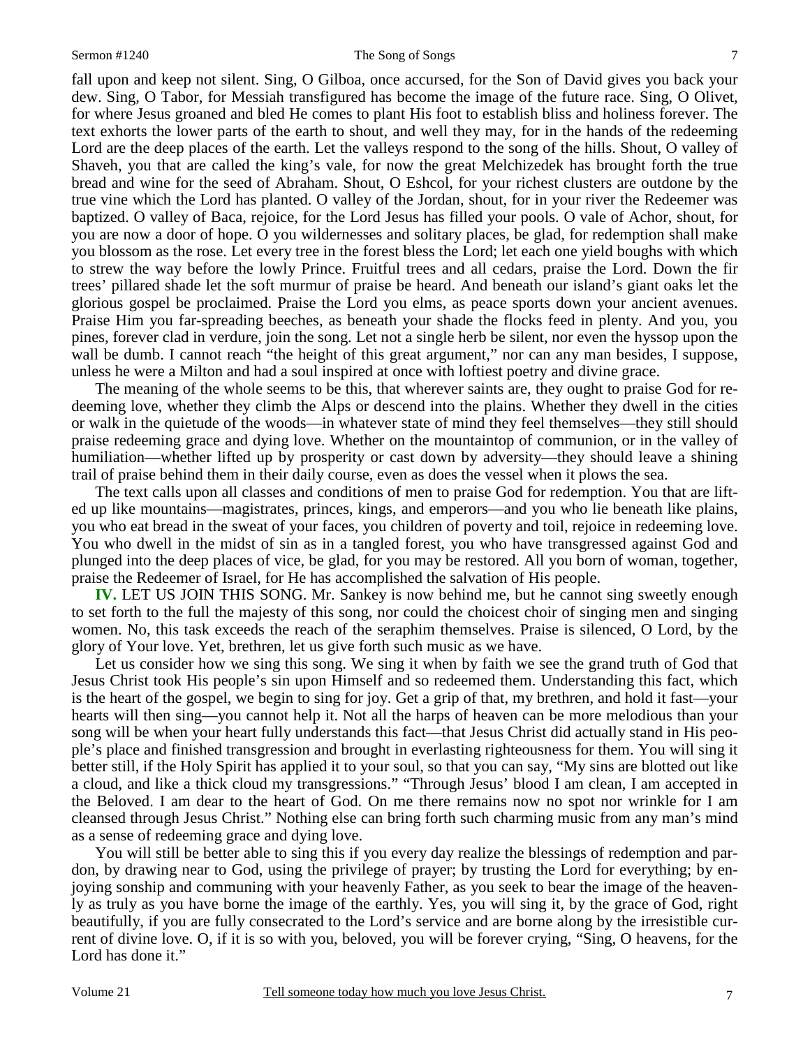fall upon and keep not silent. Sing, O Gilboa, once accursed, for the Son of David gives you back your dew. Sing, O Tabor, for Messiah transfigured has become the image of the future race. Sing, O Olivet, for where Jesus groaned and bled He comes to plant His foot to establish bliss and holiness forever. The text exhorts the lower parts of the earth to shout, and well they may, for in the hands of the redeeming Lord are the deep places of the earth. Let the valleys respond to the song of the hills. Shout, O valley of Shaveh, you that are called the king's vale, for now the great Melchizedek has brought forth the true bread and wine for the seed of Abraham. Shout, O Eshcol, for your richest clusters are outdone by the true vine which the Lord has planted. O valley of the Jordan, shout, for in your river the Redeemer was baptized. O valley of Baca, rejoice, for the Lord Jesus has filled your pools. O vale of Achor, shout, for you are now a door of hope. O you wildernesses and solitary places, be glad, for redemption shall make you blossom as the rose. Let every tree in the forest bless the Lord; let each one yield boughs with which to strew the way before the lowly Prince. Fruitful trees and all cedars, praise the Lord. Down the fir trees' pillared shade let the soft murmur of praise be heard. And beneath our island's giant oaks let the glorious gospel be proclaimed. Praise the Lord you elms, as peace sports down your ancient avenues. Praise Him you far-spreading beeches, as beneath your shade the flocks feed in plenty. And you, you pines, forever clad in verdure, join the song. Let not a single herb be silent, nor even the hyssop upon the wall be dumb. I cannot reach "the height of this great argument," nor can any man besides, I suppose, unless he were a Milton and had a soul inspired at once with loftiest poetry and divine grace.

The meaning of the whole seems to be this, that wherever saints are, they ought to praise God for redeeming love, whether they climb the Alps or descend into the plains. Whether they dwell in the cities or walk in the quietude of the woods—in whatever state of mind they feel themselves—they still should praise redeeming grace and dying love. Whether on the mountaintop of communion, or in the valley of humiliation—whether lifted up by prosperity or cast down by adversity—they should leave a shining trail of praise behind them in their daily course, even as does the vessel when it plows the sea.

The text calls upon all classes and conditions of men to praise God for redemption. You that are lifted up like mountains—magistrates, princes, kings, and emperors—and you who lie beneath like plains, you who eat bread in the sweat of your faces, you children of poverty and toil, rejoice in redeeming love. You who dwell in the midst of sin as in a tangled forest, you who have transgressed against God and plunged into the deep places of vice, be glad, for you may be restored. All you born of woman, together, praise the Redeemer of Israel, for He has accomplished the salvation of His people.

**IV.** LET US JOIN THIS SONG. Mr. Sankey is now behind me, but he cannot sing sweetly enough to set forth to the full the majesty of this song, nor could the choicest choir of singing men and singing women. No, this task exceeds the reach of the seraphim themselves. Praise is silenced, O Lord, by the glory of Your love. Yet, brethren, let us give forth such music as we have.

Let us consider how we sing this song. We sing it when by faith we see the grand truth of God that Jesus Christ took His people's sin upon Himself and so redeemed them. Understanding this fact, which is the heart of the gospel, we begin to sing for joy. Get a grip of that, my brethren, and hold it fast—your hearts will then sing—you cannot help it. Not all the harps of heaven can be more melodious than your song will be when your heart fully understands this fact—that Jesus Christ did actually stand in His people's place and finished transgression and brought in everlasting righteousness for them. You will sing it better still, if the Holy Spirit has applied it to your soul, so that you can say, "My sins are blotted out like a cloud, and like a thick cloud my transgressions." "Through Jesus' blood I am clean, I am accepted in the Beloved. I am dear to the heart of God. On me there remains now no spot nor wrinkle for I am cleansed through Jesus Christ." Nothing else can bring forth such charming music from any man's mind as a sense of redeeming grace and dying love.

You will still be better able to sing this if you every day realize the blessings of redemption and pardon, by drawing near to God, using the privilege of prayer; by trusting the Lord for everything; by enjoying sonship and communing with your heavenly Father, as you seek to bear the image of the heavenly as truly as you have borne the image of the earthly. Yes, you will sing it, by the grace of God, right beautifully, if you are fully consecrated to the Lord's service and are borne along by the irresistible current of divine love. O, if it is so with you, beloved, you will be forever crying, "Sing, O heavens, for the Lord has done it."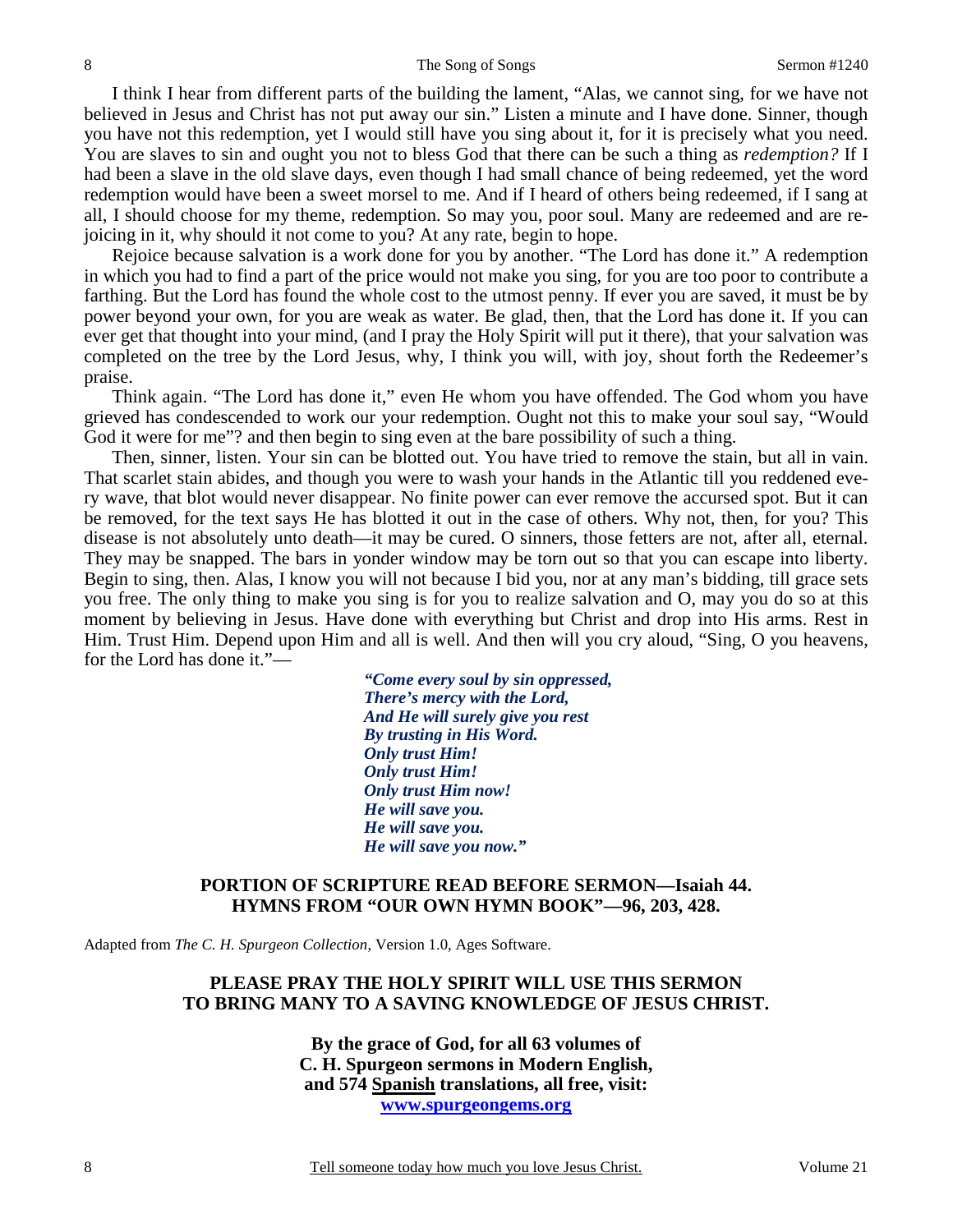I think I hear from different parts of the building the lament, "Alas, we cannot sing, for we have not believed in Jesus and Christ has not put away our sin." Listen a minute and I have done. Sinner, though you have not this redemption, yet I would still have you sing about it, for it is precisely what you need. You are slaves to sin and ought you not to bless God that there can be such a thing as *redemption?* If I had been a slave in the old slave days, even though I had small chance of being redeemed, yet the word redemption would have been a sweet morsel to me. And if I heard of others being redeemed, if I sang at all, I should choose for my theme, redemption. So may you, poor soul. Many are redeemed and are rejoicing in it, why should it not come to you? At any rate, begin to hope.

Rejoice because salvation is a work done for you by another. "The Lord has done it." A redemption in which you had to find a part of the price would not make you sing, for you are too poor to contribute a farthing. But the Lord has found the whole cost to the utmost penny. If ever you are saved, it must be by power beyond your own, for you are weak as water. Be glad, then, that the Lord has done it. If you can ever get that thought into your mind, (and I pray the Holy Spirit will put it there), that your salvation was completed on the tree by the Lord Jesus, why, I think you will, with joy, shout forth the Redeemer's praise.

Think again. "The Lord has done it," even He whom you have offended. The God whom you have grieved has condescended to work our your redemption. Ought not this to make your soul say, "Would God it were for me"? and then begin to sing even at the bare possibility of such a thing.

Then, sinner, listen. Your sin can be blotted out. You have tried to remove the stain, but all in vain. That scarlet stain abides, and though you were to wash your hands in the Atlantic till you reddened every wave, that blot would never disappear. No finite power can ever remove the accursed spot. But it can be removed, for the text says He has blotted it out in the case of others. Why not, then, for you? This disease is not absolutely unto death—it may be cured. O sinners, those fetters are not, after all, eternal. They may be snapped. The bars in yonder window may be torn out so that you can escape into liberty. Begin to sing, then. Alas, I know you will not because I bid you, nor at any man's bidding, till grace sets you free. The only thing to make you sing is for you to realize salvation and O, may you do so at this moment by believing in Jesus. Have done with everything but Christ and drop into His arms. Rest in Him. Trust Him. Depend upon Him and all is well. And then will you cry aloud, "Sing, O you heavens, for the Lord has done it."—

> ***"Come every soul by sin oppressed,***
> ***There's mercy with the Lord,***
> ***And He will surely give you rest***
> ***By trusting in His Word.***
> ***Only trust Him!***
> ***Only trust Him!***
> ***Only trust Him now!***
> ***He will save you.***
> ***He will save you.***
> ***He will save you now."***

**PORTION OF SCRIPTURE READ BEFORE SERMON—Isaiah 44.**
**HYMNS FROM "OUR OWN HYMN BOOK"—96, 203, 428.**

Adapted from *The C. H. Spurgeon Collection,* Version 1.0, Ages Software.

**PLEASE PRAY THE HOLY SPIRIT WILL USE THIS SERMON TO BRING MANY TO A SAVING KNOWLEDGE OF JESUS CHRIST.**

**By the grace of God, for all 63 volumes of C. H. Spurgeon sermons in Modern English, and 574 Spanish translations, all free, visit: www.spurgeongems.org**

Tell someone today how much you love Jesus Christ.